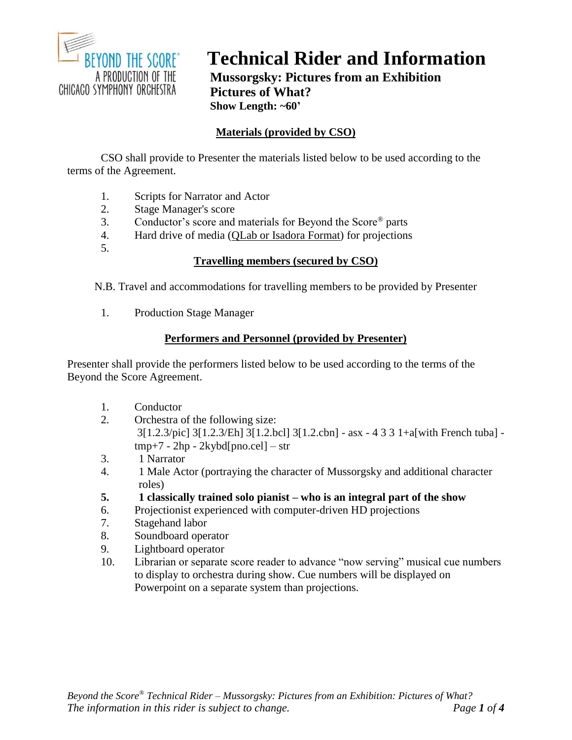BEYOND THE SCORE®
A PRODUCTION OF THE
CHICAGO SYMPHONY ORCHESTRA

# Technical Rider and Information

**Mussorgsky: Pictures from an Exhibition**
**Pictures of What?**
**Show Length: ~60'**

## Materials (provided by CSO)

CSO shall provide to Presenter the materials listed below to be used according to the terms of the Agreement.

1. Scripts for Narrator and Actor
2. Stage Manager's score
3. Conductor's score and materials for Beyond the Score® parts
4. Hard drive of media (QLab or Isadora Format) for projections
5. 

## Travelling members (secured by CSO)

N.B. Travel and accommodations for travelling members to be provided by Presenter

1. Production Stage Manager

## Performers and Personnel (provided by Presenter)

Presenter shall provide the performers listed below to be used according to the terms of the Beyond the Score Agreement.

1. Conductor
2. Orchestra of the following size:
   3[1.2.3/pic] 3[1.2.3/Eh] 3[1.2.bcl] 3[1.2.cbn] - asx - 4 3 3 1+a[with French tuba] - tmp+7 - 2hp - 2kybd[pno.cel] – str
3. 1 Narrator
4. 1 Male Actor (portraying the character of Mussorgsky and additional character roles)
5. **1 classically trained solo pianist – who is an integral part of the show**
6. Projectionist experienced with computer-driven HD projections
7. Stagehand labor
8. Soundboard operator
9. Lightboard operator
10. Librarian or separate score reader to advance "now serving" musical cue numbers to display to orchestra during show. Cue numbers will be displayed on Powerpoint on a separate system than projections.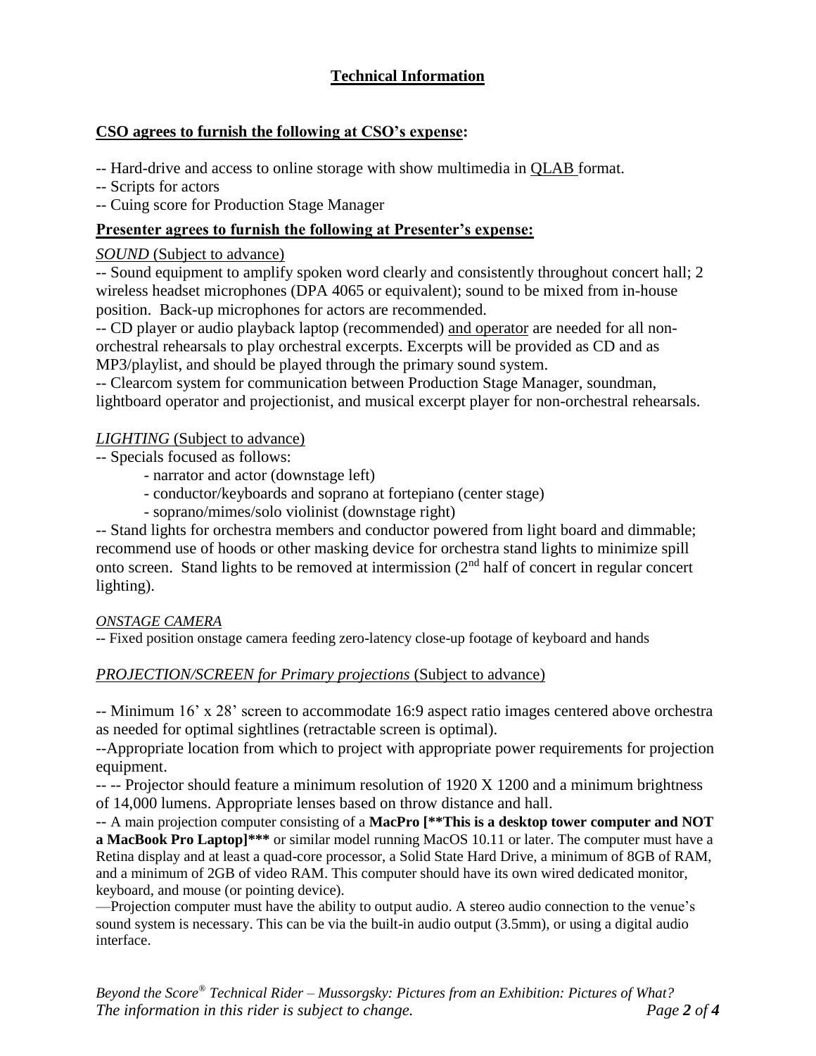# Technical Information

## CSO agrees to furnish the following at CSO's expense:

-- Hard-drive and access to online storage with show multimedia in QLAB format.
-- Scripts for actors
-- Cuing score for Production Stage Manager

## Presenter agrees to furnish the following at Presenter's expense:

*SOUND* (Subject to advance)

-- Sound equipment to amplify spoken word clearly and consistently throughout concert hall; 2 wireless headset microphones (DPA 4065 or equivalent); sound to be mixed from in-house position. Back-up microphones for actors are recommended.

-- CD player or audio playback laptop (recommended) and operator are needed for all non-orchestral rehearsals to play orchestral excerpts. Excerpts will be provided as CD and as MP3/playlist, and should be played through the primary sound system.

-- Clearcom system for communication between Production Stage Manager, soundman, lightboard operator and projectionist, and musical excerpt player for non-orchestral rehearsals.

*LIGHTING* (Subject to advance)

-- Specials focused as follows:
- narrator and actor (downstage left)
- conductor/keyboards and soprano at fortepiano (center stage)
- soprano/mimes/solo violinist (downstage right)

-- Stand lights for orchestra members and conductor powered from light board and dimmable; recommend use of hoods or other masking device for orchestra stand lights to minimize spill onto screen. Stand lights to be removed at intermission (2nd half of concert in regular concert lighting).

*ONSTAGE CAMERA*

-- Fixed position onstage camera feeding zero-latency close-up footage of keyboard and hands

*PROJECTION/SCREEN for Primary projections* (Subject to advance)

-- Minimum 16' x 28' screen to accommodate 16:9 aspect ratio images centered above orchestra as needed for optimal sightlines (retractable screen is optimal).

--Appropriate location from which to project with appropriate power requirements for projection equipment.

-- -- Projector should feature a minimum resolution of 1920 X 1200 and a minimum brightness of 14,000 lumens. Appropriate lenses based on throw distance and hall.

-- A main projection computer consisting of a **MacPro [**This is a desktop tower computer and NOT a MacBook Pro Laptop]***** or similar model running MacOS 10.11 or later. The computer must have a Retina display and at least a quad-core processor, a Solid State Hard Drive, a minimum of 8GB of RAM, and a minimum of 2GB of video RAM. This computer should have its own wired dedicated monitor, keyboard, and mouse (or pointing device).

—Projection computer must have the ability to output audio. A stereo audio connection to the venue's sound system is necessary. This can be via the built-in audio output (3.5mm), or using a digital audio interface.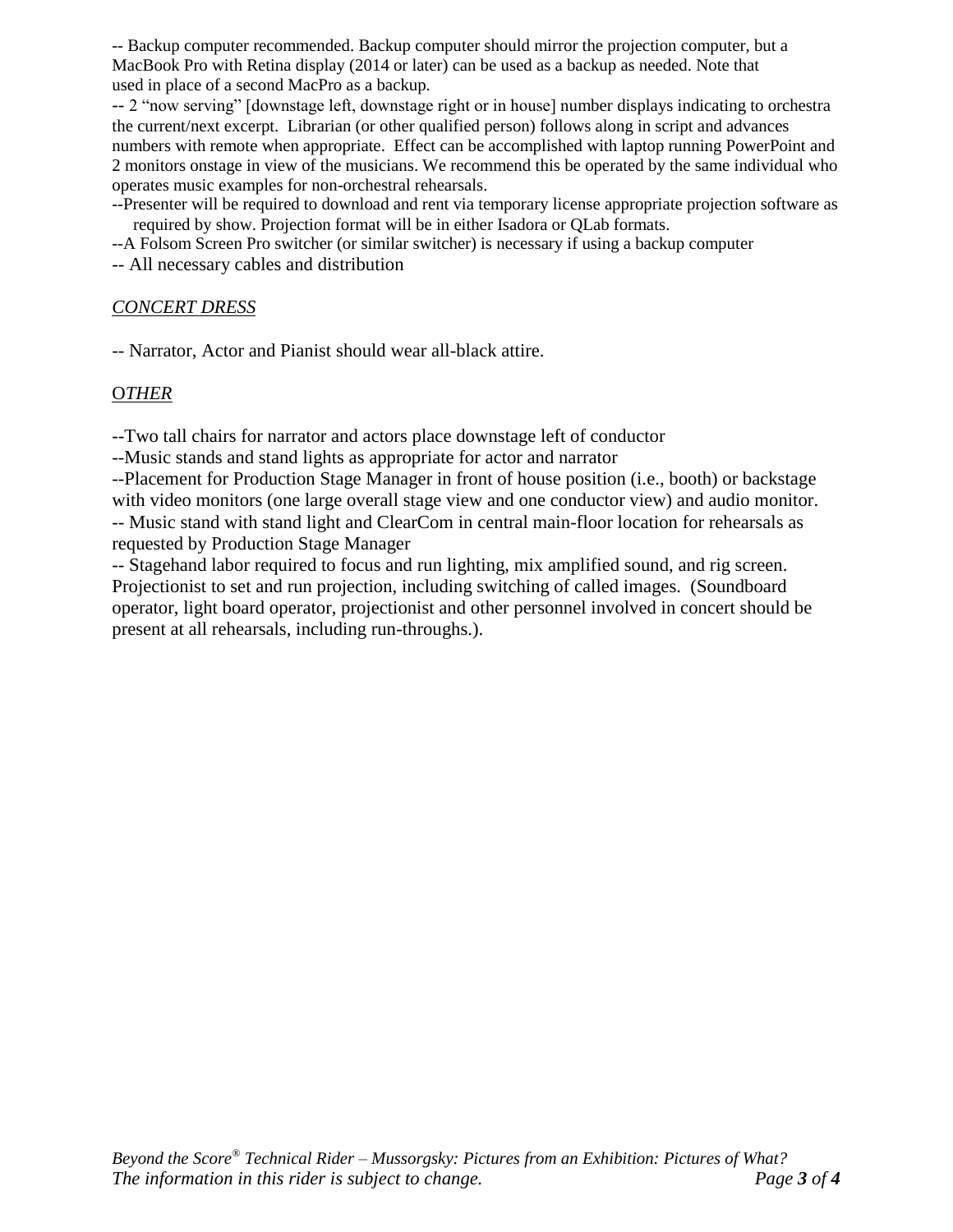-- Backup computer recommended. Backup computer should mirror the projection computer, but a MacBook Pro with Retina display (2014 or later) can be used as a backup as needed. Note that used in place of a second MacPro as a backup.

-- 2 "now serving" [downstage left, downstage right or in house] number displays indicating to orchestra the current/next excerpt. Librarian (or other qualified person) follows along in script and advances numbers with remote when appropriate. Effect can be accomplished with laptop running PowerPoint and 2 monitors onstage in view of the musicians. We recommend this be operated by the same individual who operates music examples for non-orchestral rehearsals.

--Presenter will be required to download and rent via temporary license appropriate projection software as required by show. Projection format will be in either Isadora or QLab formats.

--A Folsom Screen Pro switcher (or similar switcher) is necessary if using a backup computer

-- All necessary cables and distribution

## *CONCERT DRESS*

-- Narrator, Actor and Pianist should wear all-black attire.

## *OTHER*

--Two tall chairs for narrator and actors place downstage left of conductor

--Music stands and stand lights as appropriate for actor and narrator

--Placement for Production Stage Manager in front of house position (i.e., booth) or backstage with video monitors (one large overall stage view and one conductor view) and audio monitor.

-- Music stand with stand light and ClearCom in central main-floor location for rehearsals as requested by Production Stage Manager

-- Stagehand labor required to focus and run lighting, mix amplified sound, and rig screen. Projectionist to set and run projection, including switching of called images. (Soundboard operator, light board operator, projectionist and other personnel involved in concert should be present at all rehearsals, including run-throughs.).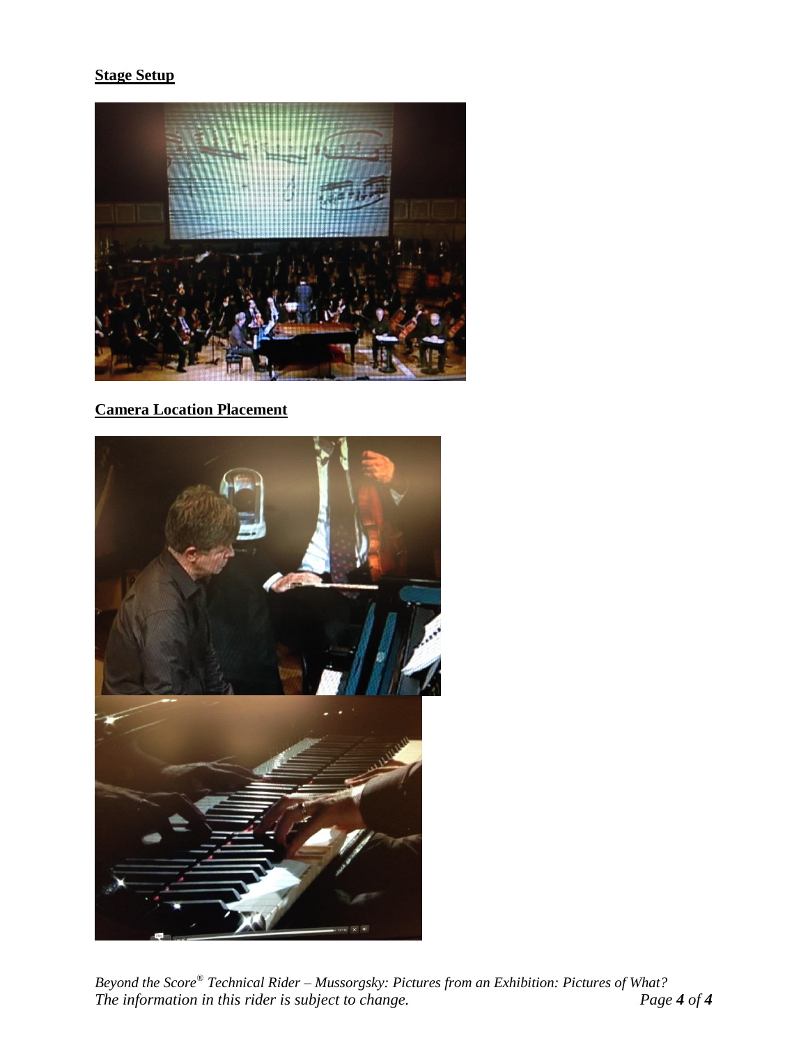**Stage Setup**

**Camera Location Placement**